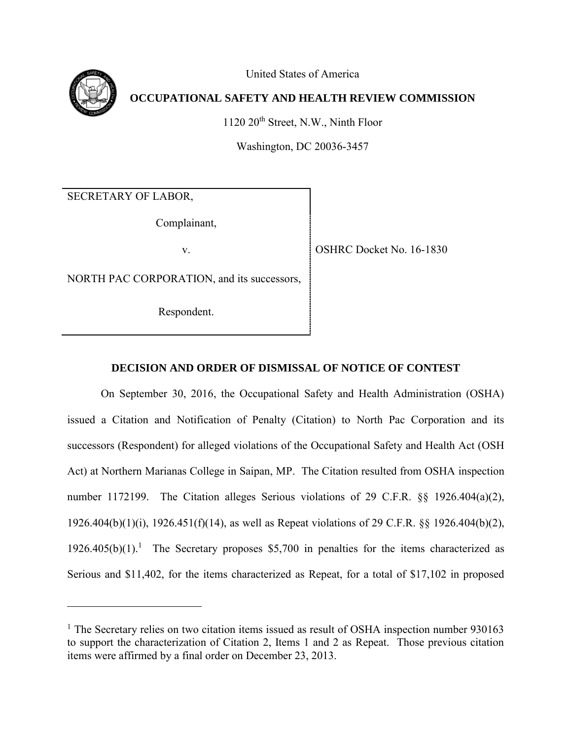United States of America

**OCCUPATIONAL SAFETY AND HEALTH REVIEW COMMISSION**

1120 20th Street, N.W., Ninth Floor

Washington, DC 20036-3457

| | |
|---|---|
| SECRETARY OF LABOR,<br><br>Complainant,<br><br>v.<br><br>NORTH PAC CORPORATION, and its successors,<br><br>Respondent. | OSHRC Docket No. 16-1830 |

**DECISION AND ORDER OF DISMISSAL OF NOTICE OF CONTEST**

On September 30, 2016, the Occupational Safety and Health Administration (OSHA) issued a Citation and Notification of Penalty (Citation) to North Pac Corporation and its successors (Respondent) for alleged violations of the Occupational Safety and Health Act (OSH Act) at Northern Marianas College in Saipan, MP. The Citation resulted from OSHA inspection number 1172199. The Citation alleges Serious violations of 29 C.F.R. §§ 1926.404(a)(2), 1926.404(b)(1)(i), 1926.451(f)(14), as well as Repeat violations of 29 C.F.R. §§ 1926.404(b)(2), 1926.405(b)(1).[1] The Secretary proposes $5,700 in penalties for the items characterized as Serious and $11,402, for the items characterized as Repeat, for a total of $17,102 in proposed

[1] The Secretary relies on two citation items issued as result of OSHA inspection number 930163 to support the characterization of Citation 2, Items 1 and 2 as Repeat. Those previous citation items were affirmed by a final order on December 23, 2013.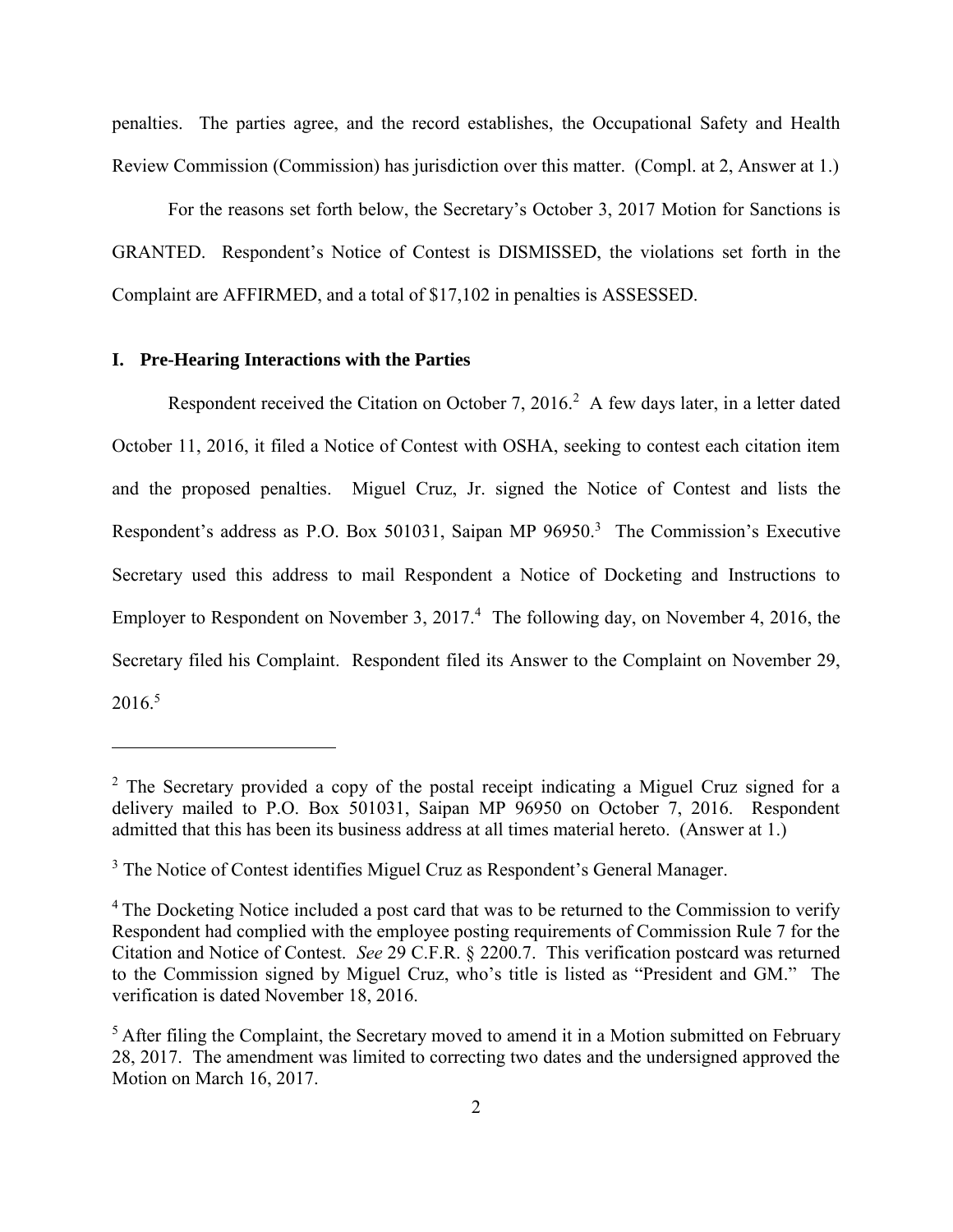penalties. The parties agree, and the record establishes, the Occupational Safety and Health Review Commission (Commission) has jurisdiction over this matter. (Compl. at 2, Answer at 1.)

For the reasons set forth below, the Secretary's October 3, 2017 Motion for Sanctions is GRANTED. Respondent's Notice of Contest is DISMISSED, the violations set forth in the Complaint are AFFIRMED, and a total of $17,102 in penalties is ASSESSED.

## I. Pre-Hearing Interactions with the Parties

Respondent received the Citation on October 7, 2016.[2] A few days later, in a letter dated October 11, 2016, it filed a Notice of Contest with OSHA, seeking to contest each citation item and the proposed penalties. Miguel Cruz, Jr. signed the Notice of Contest and lists the Respondent's address as P.O. Box 501031, Saipan MP 96950.[3] The Commission's Executive Secretary used this address to mail Respondent a Notice of Docketing and Instructions to Employer to Respondent on November 3, 2017.[4] The following day, on November 4, 2016, the Secretary filed his Complaint. Respondent filed its Answer to the Complaint on November 29, 2016.[5]

---

[2] The Secretary provided a copy of the postal receipt indicating a Miguel Cruz signed for a delivery mailed to P.O. Box 501031, Saipan MP 96950 on October 7, 2016. Respondent admitted that this has been its business address at all times material hereto. (Answer at 1.)

[3] The Notice of Contest identifies Miguel Cruz as Respondent's General Manager.

[4] The Docketing Notice included a post card that was to be returned to the Commission to verify Respondent had complied with the employee posting requirements of Commission Rule 7 for the Citation and Notice of Contest. *See* 29 C.F.R. § 2200.7. This verification postcard was returned to the Commission signed by Miguel Cruz, who's title is listed as "President and GM." The verification is dated November 18, 2016.

[5] After filing the Complaint, the Secretary moved to amend it in a Motion submitted on February 28, 2017. The amendment was limited to correcting two dates and the undersigned approved the Motion on March 16, 2017.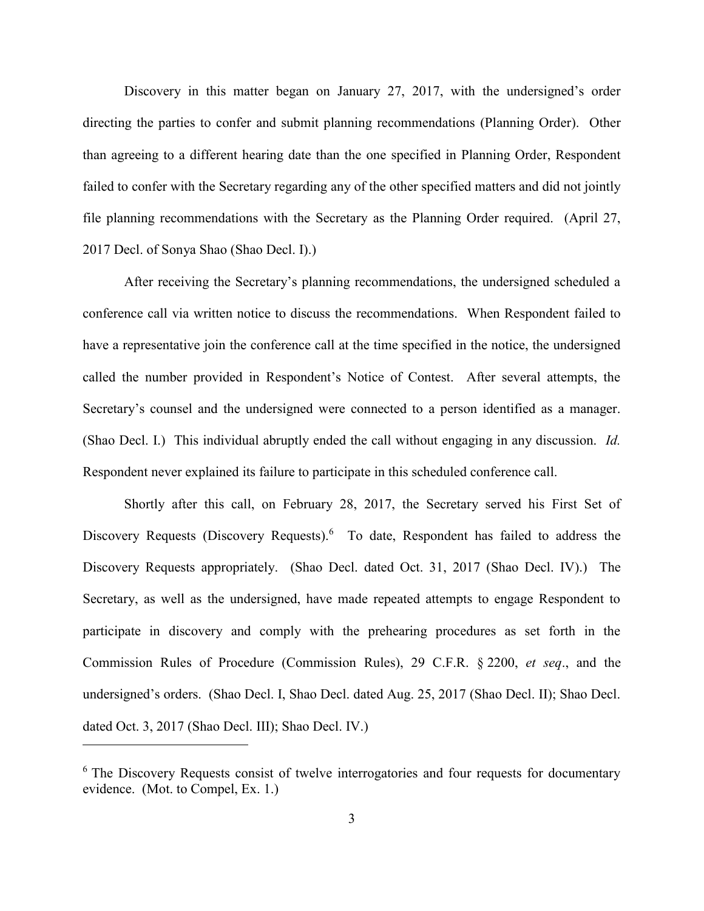Discovery in this matter began on January 27, 2017, with the undersigned's order directing the parties to confer and submit planning recommendations (Planning Order). Other than agreeing to a different hearing date than the one specified in Planning Order, Respondent failed to confer with the Secretary regarding any of the other specified matters and did not jointly file planning recommendations with the Secretary as the Planning Order required. (April 27, 2017 Decl. of Sonya Shao (Shao Decl. I).)

After receiving the Secretary's planning recommendations, the undersigned scheduled a conference call via written notice to discuss the recommendations. When Respondent failed to have a representative join the conference call at the time specified in the notice, the undersigned called the number provided in Respondent's Notice of Contest. After several attempts, the Secretary's counsel and the undersigned were connected to a person identified as a manager. (Shao Decl. I.) This individual abruptly ended the call without engaging in any discussion. *Id.* Respondent never explained its failure to participate in this scheduled conference call.

Shortly after this call, on February 28, 2017, the Secretary served his First Set of Discovery Requests (Discovery Requests).[6] To date, Respondent has failed to address the Discovery Requests appropriately. (Shao Decl. dated Oct. 31, 2017 (Shao Decl. IV).) The Secretary, as well as the undersigned, have made repeated attempts to engage Respondent to participate in discovery and comply with the prehearing procedures as set forth in the Commission Rules of Procedure (Commission Rules), 29 C.F.R. § 2200, *et seq*., and the undersigned's orders. (Shao Decl. I, Shao Decl. dated Aug. 25, 2017 (Shao Decl. II); Shao Decl. dated Oct. 3, 2017 (Shao Decl. III); Shao Decl. IV.)

---

[6] The Discovery Requests consist of twelve interrogatories and four requests for documentary evidence. (Mot. to Compel, Ex. 1.)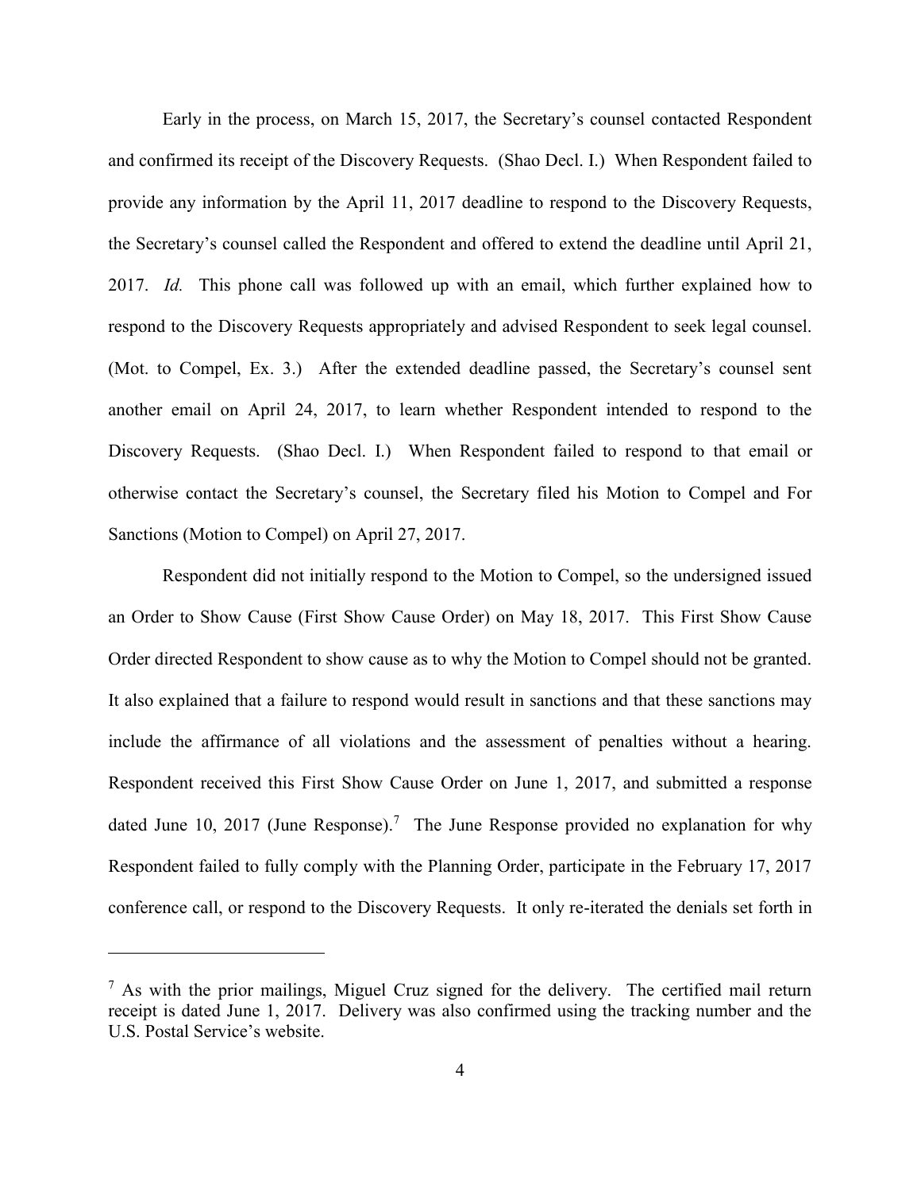Early in the process, on March 15, 2017, the Secretary's counsel contacted Respondent and confirmed its receipt of the Discovery Requests. (Shao Decl. I.) When Respondent failed to provide any information by the April 11, 2017 deadline to respond to the Discovery Requests, the Secretary's counsel called the Respondent and offered to extend the deadline until April 21, 2017. *Id.* This phone call was followed up with an email, which further explained how to respond to the Discovery Requests appropriately and advised Respondent to seek legal counsel. (Mot. to Compel, Ex. 3.) After the extended deadline passed, the Secretary's counsel sent another email on April 24, 2017, to learn whether Respondent intended to respond to the Discovery Requests. (Shao Decl. I.) When Respondent failed to respond to that email or otherwise contact the Secretary's counsel, the Secretary filed his Motion to Compel and For Sanctions (Motion to Compel) on April 27, 2017.

Respondent did not initially respond to the Motion to Compel, so the undersigned issued an Order to Show Cause (First Show Cause Order) on May 18, 2017. This First Show Cause Order directed Respondent to show cause as to why the Motion to Compel should not be granted. It also explained that a failure to respond would result in sanctions and that these sanctions may include the affirmance of all violations and the assessment of penalties without a hearing. Respondent received this First Show Cause Order on June 1, 2017, and submitted a response dated June 10, 2017 (June Response).[7] The June Response provided no explanation for why Respondent failed to fully comply with the Planning Order, participate in the February 17, 2017 conference call, or respond to the Discovery Requests. It only re-iterated the denials set forth in

[7] As with the prior mailings, Miguel Cruz signed for the delivery. The certified mail return receipt is dated June 1, 2017. Delivery was also confirmed using the tracking number and the U.S. Postal Service's website.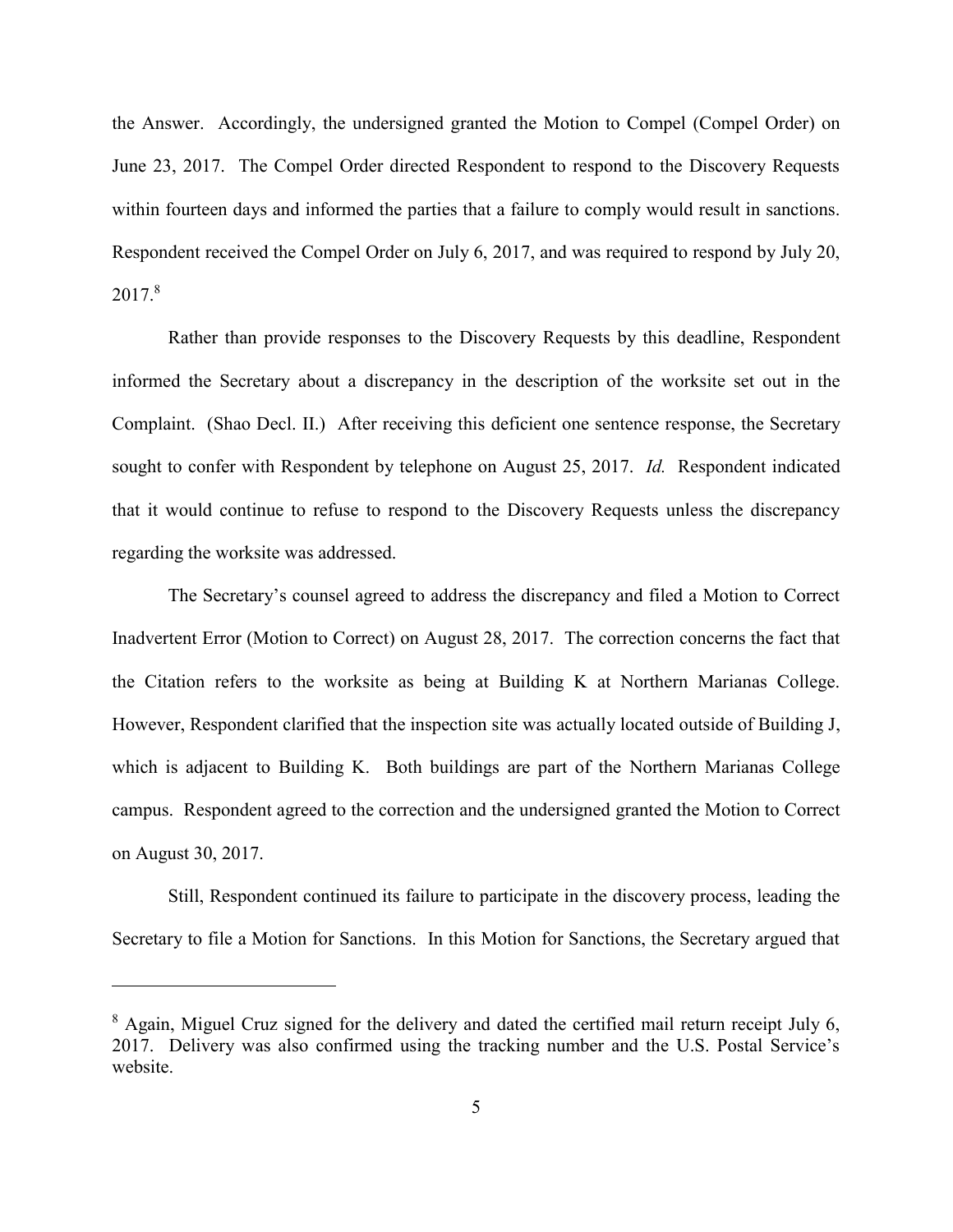the Answer. Accordingly, the undersigned granted the Motion to Compel (Compel Order) on June 23, 2017. The Compel Order directed Respondent to respond to the Discovery Requests within fourteen days and informed the parties that a failure to comply would result in sanctions. Respondent received the Compel Order on July 6, 2017, and was required to respond by July 20, 2017.[8]

Rather than provide responses to the Discovery Requests by this deadline, Respondent informed the Secretary about a discrepancy in the description of the worksite set out in the Complaint. (Shao Decl. II.) After receiving this deficient one sentence response, the Secretary sought to confer with Respondent by telephone on August 25, 2017. *Id.* Respondent indicated that it would continue to refuse to respond to the Discovery Requests unless the discrepancy regarding the worksite was addressed.

The Secretary's counsel agreed to address the discrepancy and filed a Motion to Correct Inadvertent Error (Motion to Correct) on August 28, 2017. The correction concerns the fact that the Citation refers to the worksite as being at Building K at Northern Marianas College. However, Respondent clarified that the inspection site was actually located outside of Building J, which is adjacent to Building K. Both buildings are part of the Northern Marianas College campus. Respondent agreed to the correction and the undersigned granted the Motion to Correct on August 30, 2017.

Still, Respondent continued its failure to participate in the discovery process, leading the Secretary to file a Motion for Sanctions. In this Motion for Sanctions, the Secretary argued that

---

[8] Again, Miguel Cruz signed for the delivery and dated the certified mail return receipt July 6, 2017. Delivery was also confirmed using the tracking number and the U.S. Postal Service's website.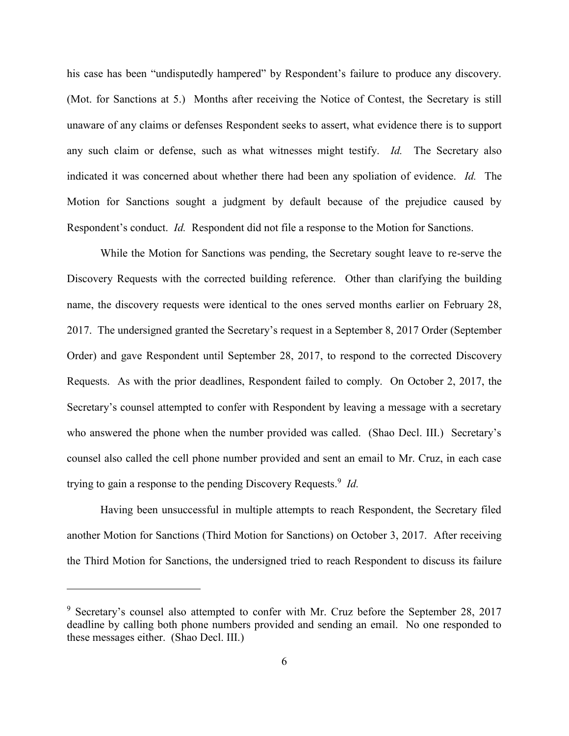his case has been "undisputedly hampered" by Respondent's failure to produce any discovery. (Mot. for Sanctions at 5.) Months after receiving the Notice of Contest, the Secretary is still unaware of any claims or defenses Respondent seeks to assert, what evidence there is to support any such claim or defense, such as what witnesses might testify. *Id.* The Secretary also indicated it was concerned about whether there had been any spoliation of evidence. *Id.* The Motion for Sanctions sought a judgment by default because of the prejudice caused by Respondent's conduct. *Id.* Respondent did not file a response to the Motion for Sanctions.

While the Motion for Sanctions was pending, the Secretary sought leave to re-serve the Discovery Requests with the corrected building reference. Other than clarifying the building name, the discovery requests were identical to the ones served months earlier on February 28, 2017. The undersigned granted the Secretary's request in a September 8, 2017 Order (September Order) and gave Respondent until September 28, 2017, to respond to the corrected Discovery Requests. As with the prior deadlines, Respondent failed to comply. On October 2, 2017, the Secretary's counsel attempted to confer with Respondent by leaving a message with a secretary who answered the phone when the number provided was called. (Shao Decl. III.) Secretary's counsel also called the cell phone number provided and sent an email to Mr. Cruz, in each case trying to gain a response to the pending Discovery Requests.[9] *Id.*

Having been unsuccessful in multiple attempts to reach Respondent, the Secretary filed another Motion for Sanctions (Third Motion for Sanctions) on October 3, 2017. After receiving the Third Motion for Sanctions, the undersigned tried to reach Respondent to discuss its failure

---

[9] Secretary's counsel also attempted to confer with Mr. Cruz before the September 28, 2017 deadline by calling both phone numbers provided and sending an email. No one responded to these messages either. (Shao Decl. III.)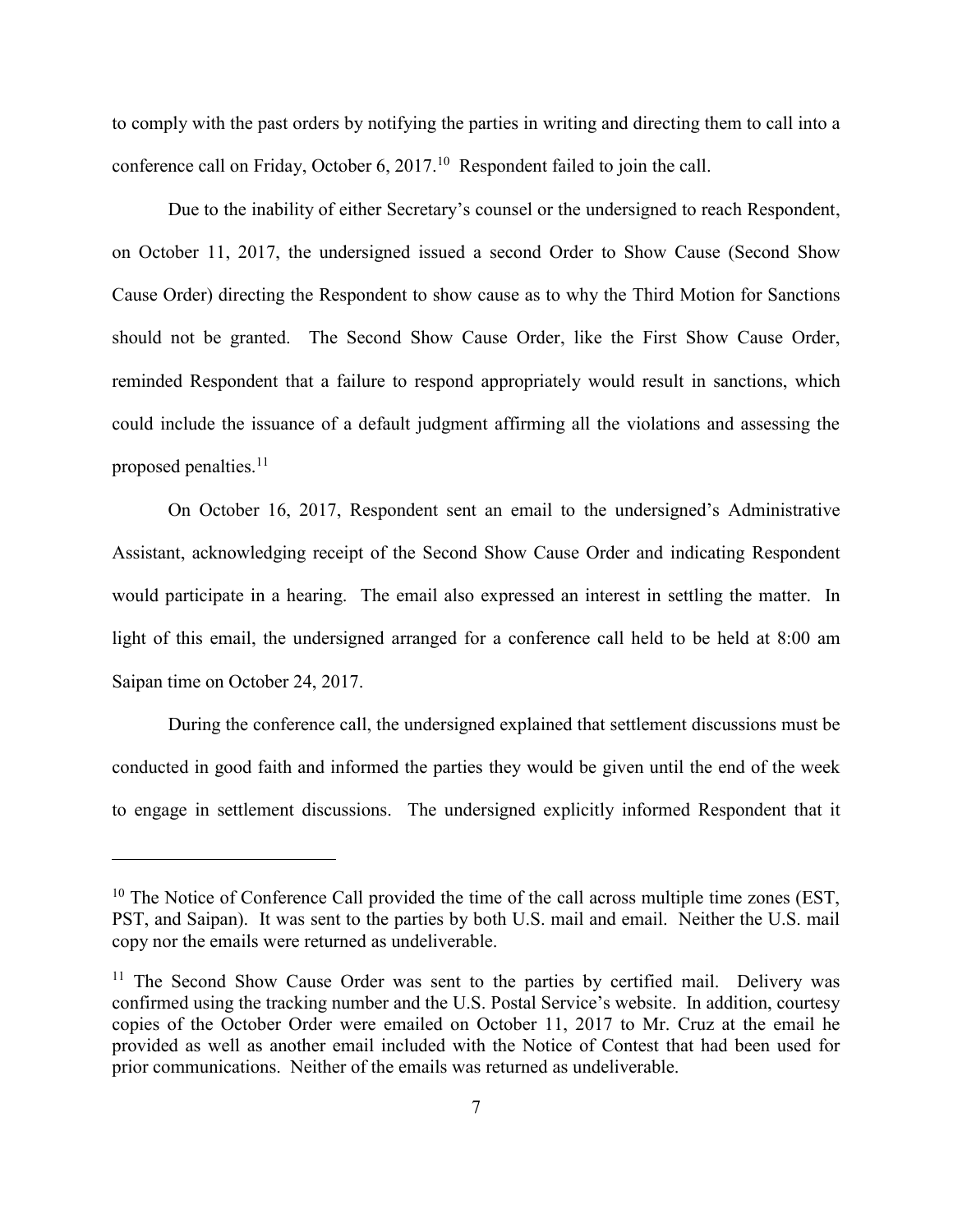to comply with the past orders by notifying the parties in writing and directing them to call into a conference call on Friday, October 6, 2017.[10] Respondent failed to join the call.

Due to the inability of either Secretary's counsel or the undersigned to reach Respondent, on October 11, 2017, the undersigned issued a second Order to Show Cause (Second Show Cause Order) directing the Respondent to show cause as to why the Third Motion for Sanctions should not be granted. The Second Show Cause Order, like the First Show Cause Order, reminded Respondent that a failure to respond appropriately would result in sanctions, which could include the issuance of a default judgment affirming all the violations and assessing the proposed penalties.[11]

On October 16, 2017, Respondent sent an email to the undersigned's Administrative Assistant, acknowledging receipt of the Second Show Cause Order and indicating Respondent would participate in a hearing. The email also expressed an interest in settling the matter. In light of this email, the undersigned arranged for a conference call held to be held at 8:00 am Saipan time on October 24, 2017.

During the conference call, the undersigned explained that settlement discussions must be conducted in good faith and informed the parties they would be given until the end of the week to engage in settlement discussions. The undersigned explicitly informed Respondent that it

---

[10] The Notice of Conference Call provided the time of the call across multiple time zones (EST, PST, and Saipan). It was sent to the parties by both U.S. mail and email. Neither the U.S. mail copy nor the emails were returned as undeliverable.

[11] The Second Show Cause Order was sent to the parties by certified mail. Delivery was confirmed using the tracking number and the U.S. Postal Service's website. In addition, courtesy copies of the October Order were emailed on October 11, 2017 to Mr. Cruz at the email he provided as well as another email included with the Notice of Contest that had been used for prior communications. Neither of the emails was returned as undeliverable.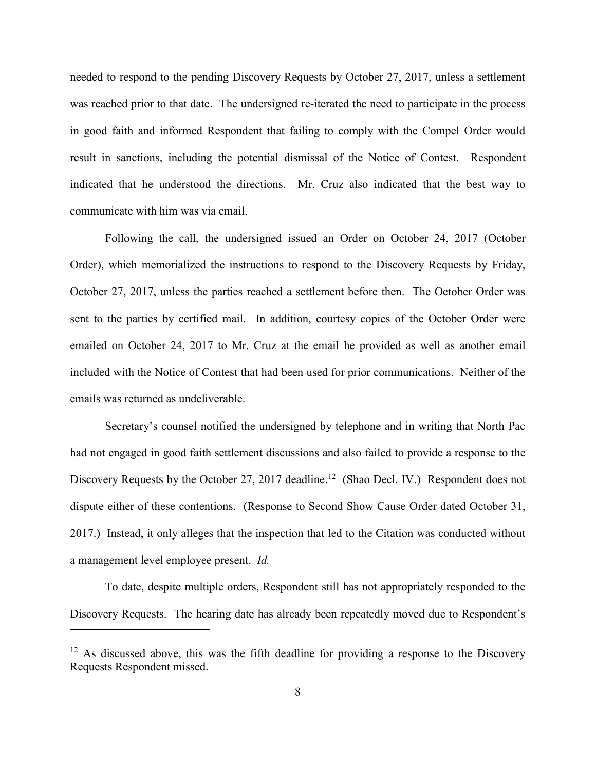needed to respond to the pending Discovery Requests by October 27, 2017, unless a settlement was reached prior to that date. The undersigned re-iterated the need to participate in the process in good faith and informed Respondent that failing to comply with the Compel Order would result in sanctions, including the potential dismissal of the Notice of Contest. Respondent indicated that he understood the directions. Mr. Cruz also indicated that the best way to communicate with him was via email.

Following the call, the undersigned issued an Order on October 24, 2017 (October Order), which memorialized the instructions to respond to the Discovery Requests by Friday, October 27, 2017, unless the parties reached a settlement before then. The October Order was sent to the parties by certified mail. In addition, courtesy copies of the October Order were emailed on October 24, 2017 to Mr. Cruz at the email he provided as well as another email included with the Notice of Contest that had been used for prior communications. Neither of the emails was returned as undeliverable.

Secretary's counsel notified the undersigned by telephone and in writing that North Pac had not engaged in good faith settlement discussions and also failed to provide a response to the Discovery Requests by the October 27, 2017 deadline.[12] (Shao Decl. IV.) Respondent does not dispute either of these contentions. (Response to Second Show Cause Order dated October 31, 2017.) Instead, it only alleges that the inspection that led to the Citation was conducted without a management level employee present. *Id.*

To date, despite multiple orders, Respondent still has not appropriately responded to the Discovery Requests. The hearing date has already been repeatedly moved due to Respondent's

[12] As discussed above, this was the fifth deadline for providing a response to the Discovery Requests Respondent missed.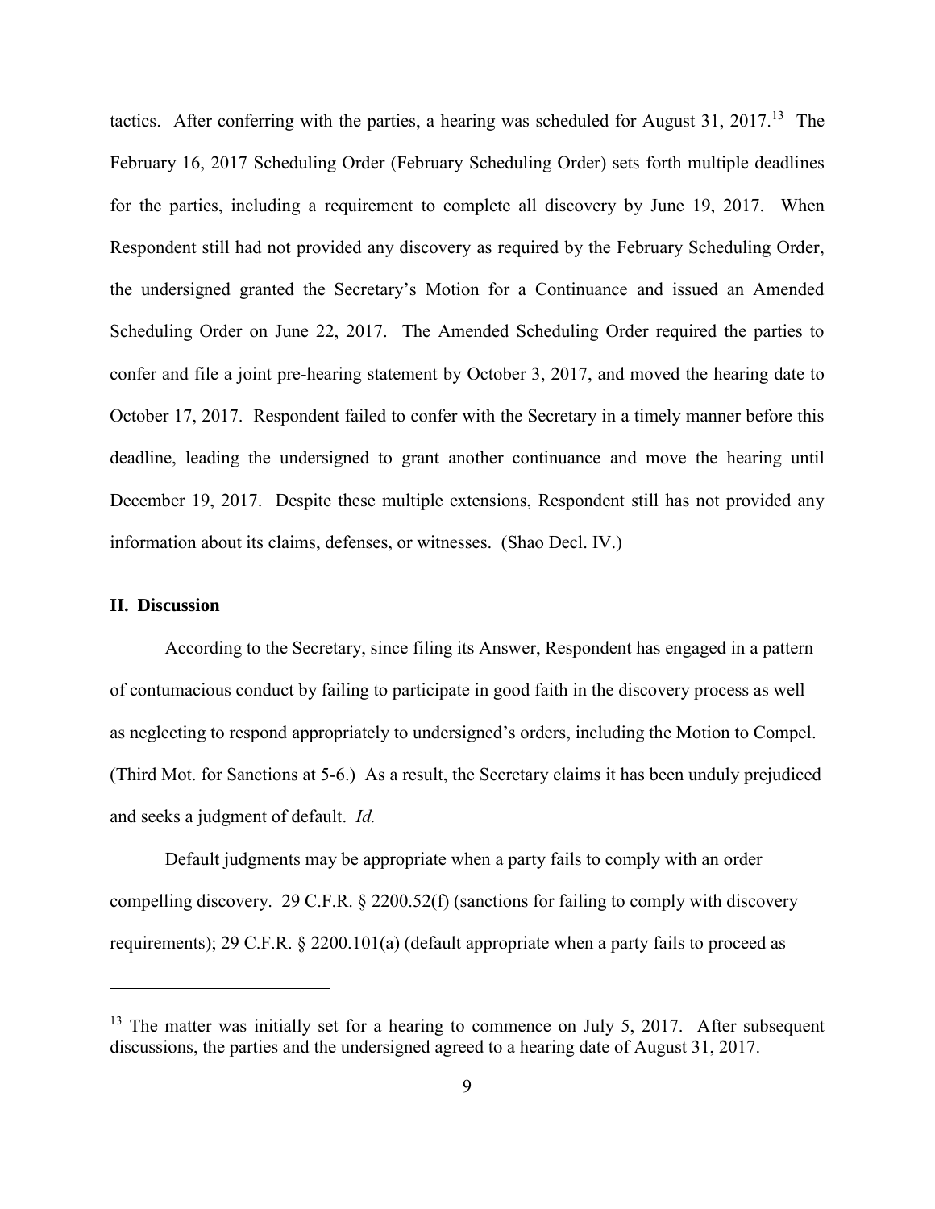tactics. After conferring with the parties, a hearing was scheduled for August 31, 2017.[13] The February 16, 2017 Scheduling Order (February Scheduling Order) sets forth multiple deadlines for the parties, including a requirement to complete all discovery by June 19, 2017. When Respondent still had not provided any discovery as required by the February Scheduling Order, the undersigned granted the Secretary's Motion for a Continuance and issued an Amended Scheduling Order on June 22, 2017. The Amended Scheduling Order required the parties to confer and file a joint pre-hearing statement by October 3, 2017, and moved the hearing date to October 17, 2017. Respondent failed to confer with the Secretary in a timely manner before this deadline, leading the undersigned to grant another continuance and move the hearing until December 19, 2017. Despite these multiple extensions, Respondent still has not provided any information about its claims, defenses, or witnesses. (Shao Decl. IV.)

## II. Discussion

According to the Secretary, since filing its Answer, Respondent has engaged in a pattern of contumacious conduct by failing to participate in good faith in the discovery process as well as neglecting to respond appropriately to undersigned's orders, including the Motion to Compel. (Third Mot. for Sanctions at 5-6.) As a result, the Secretary claims it has been unduly prejudiced and seeks a judgment of default. *Id.*

Default judgments may be appropriate when a party fails to comply with an order compelling discovery. 29 C.F.R. § 2200.52(f) (sanctions for failing to comply with discovery requirements); 29 C.F.R. § 2200.101(a) (default appropriate when a party fails to proceed as

---

[13] The matter was initially set for a hearing to commence on July 5, 2017. After subsequent discussions, the parties and the undersigned agreed to a hearing date of August 31, 2017.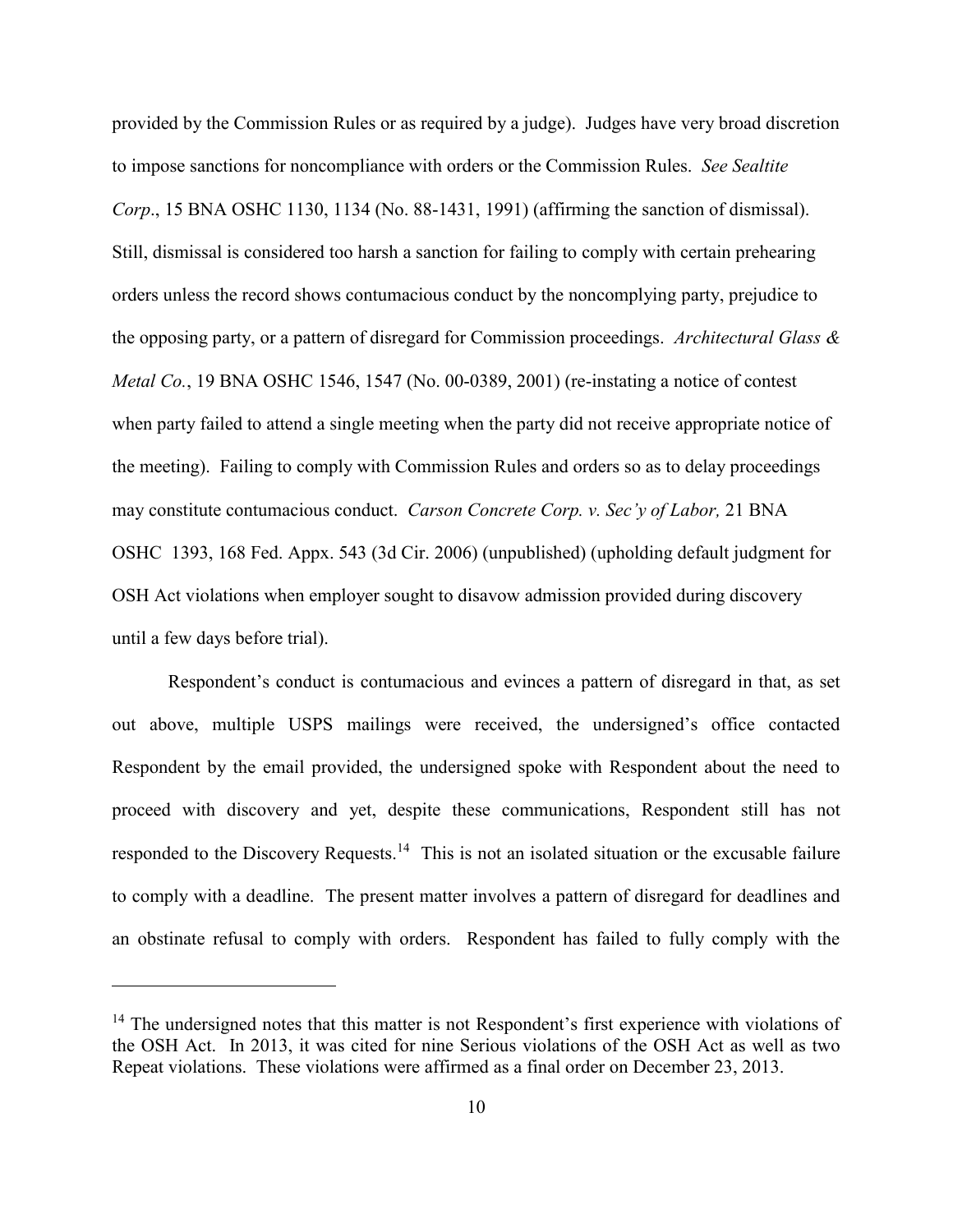provided by the Commission Rules or as required by a judge). Judges have very broad discretion to impose sanctions for noncompliance with orders or the Commission Rules. *See Sealtite Corp*., 15 BNA OSHC 1130, 1134 (No. 88-1431, 1991) (affirming the sanction of dismissal). Still, dismissal is considered too harsh a sanction for failing to comply with certain prehearing orders unless the record shows contumacious conduct by the noncomplying party, prejudice to the opposing party, or a pattern of disregard for Commission proceedings. *Architectural Glass & Metal Co.*, 19 BNA OSHC 1546, 1547 (No. 00-0389, 2001) (re-instating a notice of contest when party failed to attend a single meeting when the party did not receive appropriate notice of the meeting). Failing to comply with Commission Rules and orders so as to delay proceedings may constitute contumacious conduct. *Carson Concrete Corp. v. Sec'y of Labor,* 21 BNA OSHC 1393, 168 Fed. Appx. 543 (3d Cir. 2006) (unpublished) (upholding default judgment for OSH Act violations when employer sought to disavow admission provided during discovery until a few days before trial).

Respondent's conduct is contumacious and evinces a pattern of disregard in that, as set out above, multiple USPS mailings were received, the undersigned's office contacted Respondent by the email provided, the undersigned spoke with Respondent about the need to proceed with discovery and yet, despite these communications, Respondent still has not responded to the Discovery Requests.[14] This is not an isolated situation or the excusable failure to comply with a deadline. The present matter involves a pattern of disregard for deadlines and an obstinate refusal to comply with orders. Respondent has failed to fully comply with the

[14] The undersigned notes that this matter is not Respondent's first experience with violations of the OSH Act. In 2013, it was cited for nine Serious violations of the OSH Act as well as two Repeat violations. These violations were affirmed as a final order on December 23, 2013.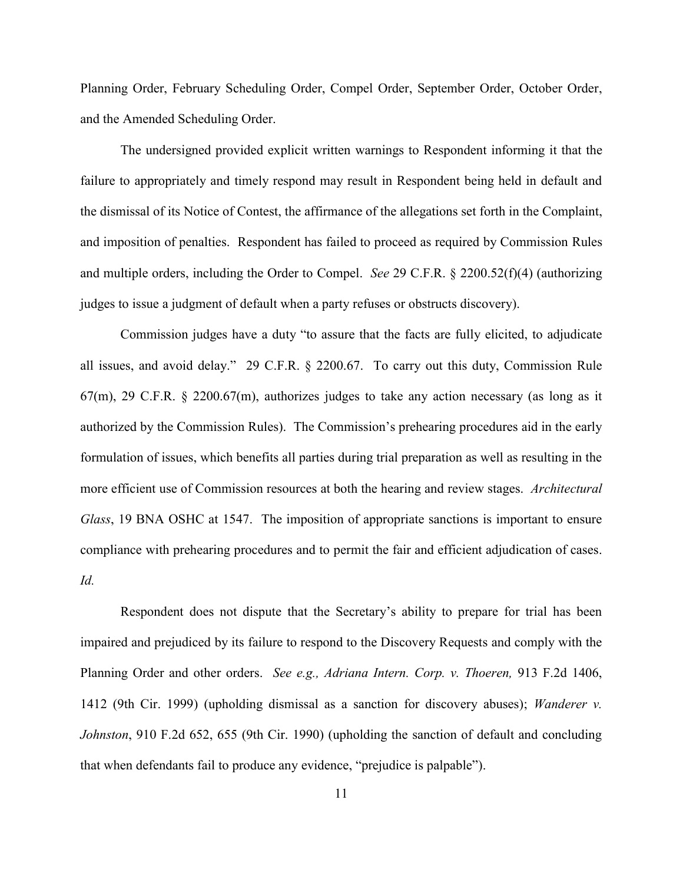Planning Order, February Scheduling Order, Compel Order, September Order, October Order, and the Amended Scheduling Order.

The undersigned provided explicit written warnings to Respondent informing it that the failure to appropriately and timely respond may result in Respondent being held in default and the dismissal of its Notice of Contest, the affirmance of the allegations set forth in the Complaint, and imposition of penalties. Respondent has failed to proceed as required by Commission Rules and multiple orders, including the Order to Compel. *See* 29 C.F.R. § 2200.52(f)(4) (authorizing judges to issue a judgment of default when a party refuses or obstructs discovery).

Commission judges have a duty "to assure that the facts are fully elicited, to adjudicate all issues, and avoid delay." 29 C.F.R. § 2200.67. To carry out this duty, Commission Rule 67(m), 29 C.F.R. § 2200.67(m), authorizes judges to take any action necessary (as long as it authorized by the Commission Rules). The Commission's prehearing procedures aid in the early formulation of issues, which benefits all parties during trial preparation as well as resulting in the more efficient use of Commission resources at both the hearing and review stages. *Architectural Glass*, 19 BNA OSHC at 1547. The imposition of appropriate sanctions is important to ensure compliance with prehearing procedures and to permit the fair and efficient adjudication of cases. *Id.*

Respondent does not dispute that the Secretary's ability to prepare for trial has been impaired and prejudiced by its failure to respond to the Discovery Requests and comply with the Planning Order and other orders. *See e.g., Adriana Intern. Corp. v. Thoeren,* 913 F.2d 1406, 1412 (9th Cir. 1999) (upholding dismissal as a sanction for discovery abuses); *Wanderer v. Johnston*, 910 F.2d 652, 655 (9th Cir. 1990) (upholding the sanction of default and concluding that when defendants fail to produce any evidence, "prejudice is palpable").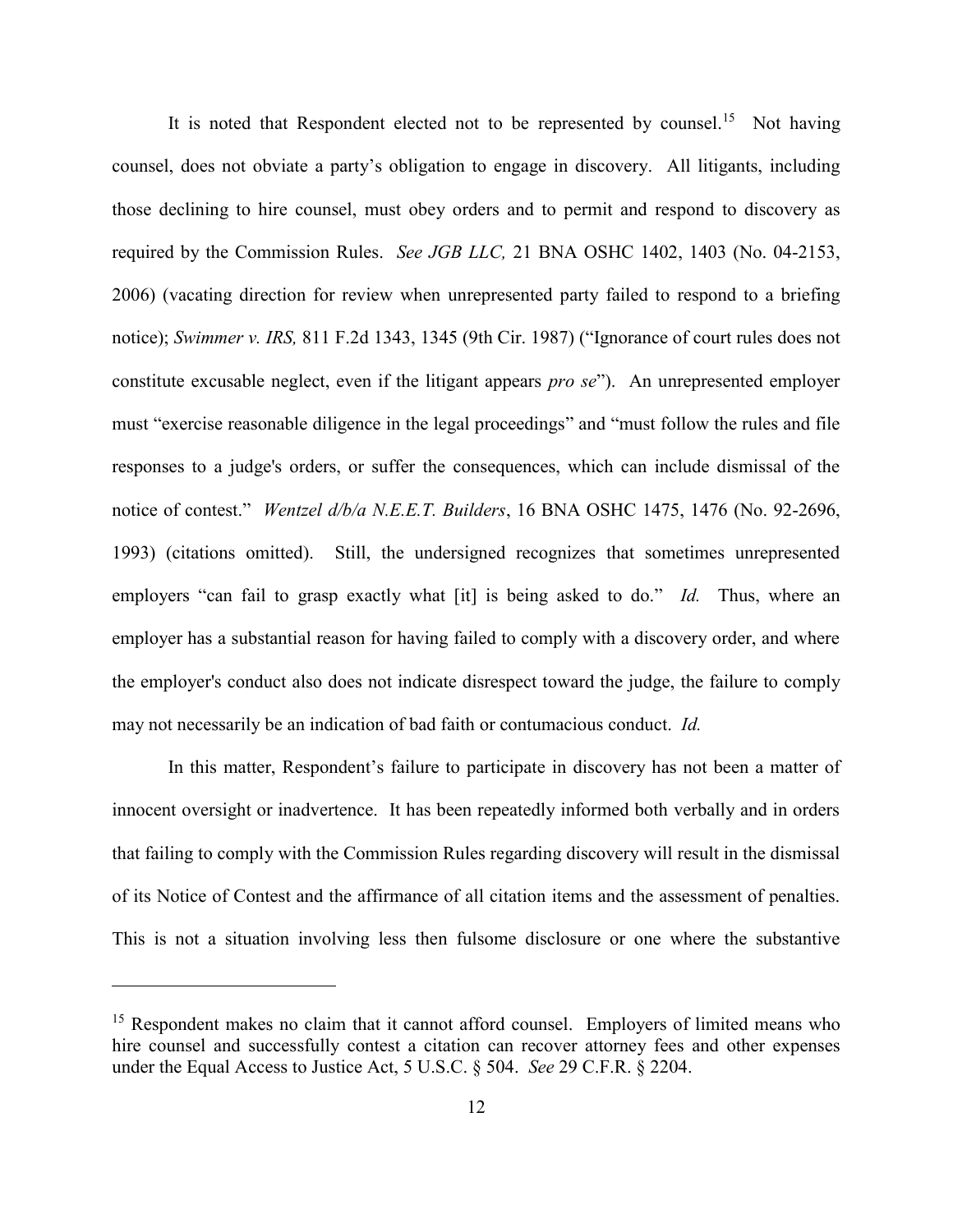It is noted that Respondent elected not to be represented by counsel.[15] Not having counsel, does not obviate a party's obligation to engage in discovery. All litigants, including those declining to hire counsel, must obey orders and to permit and respond to discovery as required by the Commission Rules. *See JGB LLC,* 21 BNA OSHC 1402, 1403 (No. 04-2153, 2006) (vacating direction for review when unrepresented party failed to respond to a briefing notice); *Swimmer v. IRS,* 811 F.2d 1343, 1345 (9th Cir. 1987) ("Ignorance of court rules does not constitute excusable neglect, even if the litigant appears *pro se*"). An unrepresented employer must "exercise reasonable diligence in the legal proceedings" and "must follow the rules and file responses to a judge's orders, or suffer the consequences, which can include dismissal of the notice of contest." *Wentzel d/b/a N.E.E.T. Builders*, 16 BNA OSHC 1475, 1476 (No. 92-2696, 1993) (citations omitted). Still, the undersigned recognizes that sometimes unrepresented employers "can fail to grasp exactly what [it] is being asked to do." *Id.* Thus, where an employer has a substantial reason for having failed to comply with a discovery order, and where the employer's conduct also does not indicate disrespect toward the judge, the failure to comply may not necessarily be an indication of bad faith or contumacious conduct. *Id.*

In this matter, Respondent's failure to participate in discovery has not been a matter of innocent oversight or inadvertence. It has been repeatedly informed both verbally and in orders that failing to comply with the Commission Rules regarding discovery will result in the dismissal of its Notice of Contest and the affirmance of all citation items and the assessment of penalties. This is not a situation involving less then fulsome disclosure or one where the substantive

---

[15] Respondent makes no claim that it cannot afford counsel. Employers of limited means who hire counsel and successfully contest a citation can recover attorney fees and other expenses under the Equal Access to Justice Act, 5 U.S.C. § 504. *See* 29 C.F.R. § 2204.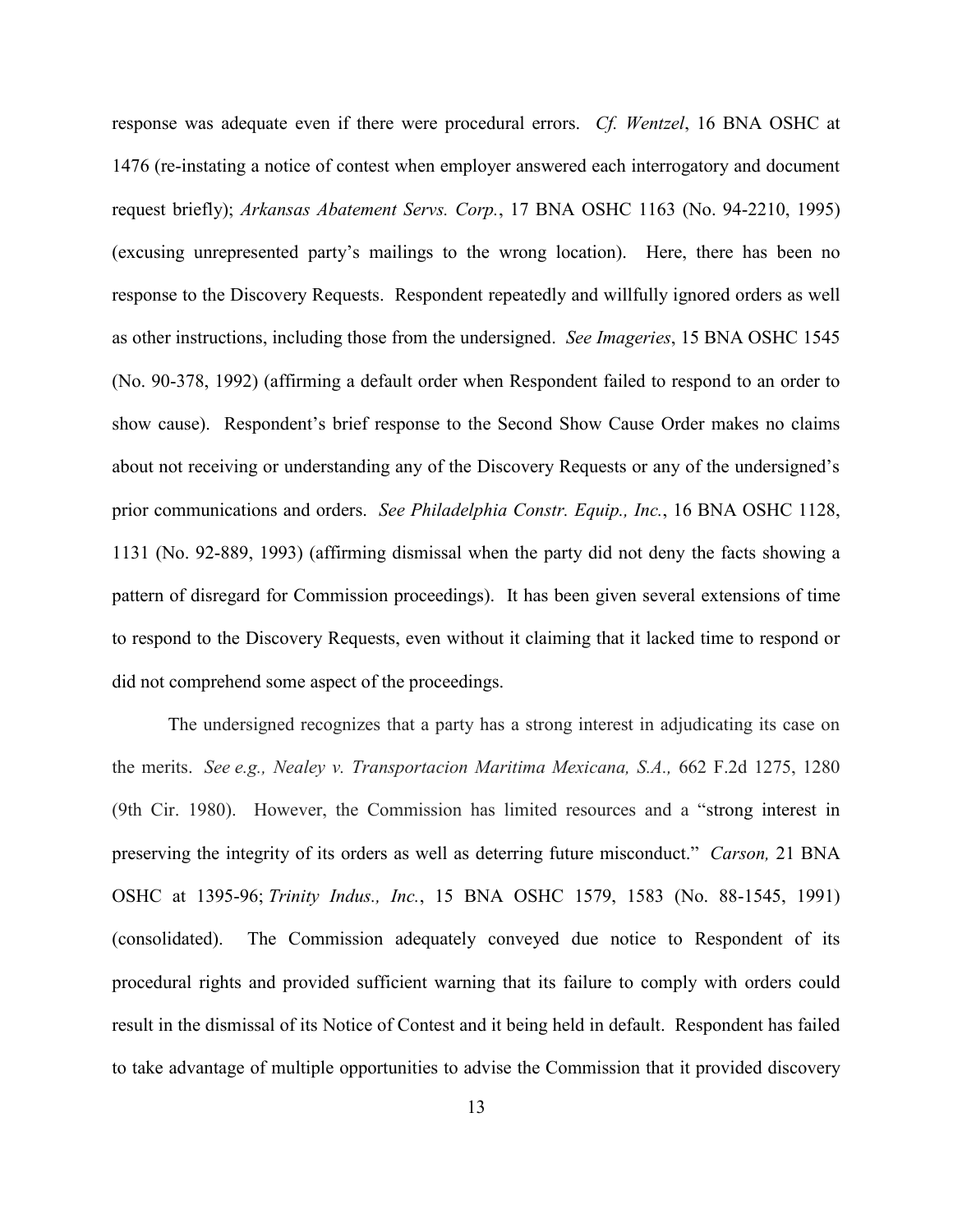response was adequate even if there were procedural errors. *Cf. Wentzel*, 16 BNA OSHC at 1476 (re-instating a notice of contest when employer answered each interrogatory and document request briefly); *Arkansas Abatement Servs. Corp.*, 17 BNA OSHC 1163 (No. 94-2210, 1995) (excusing unrepresented party's mailings to the wrong location). Here, there has been no response to the Discovery Requests. Respondent repeatedly and willfully ignored orders as well as other instructions, including those from the undersigned. *See Imageries*, 15 BNA OSHC 1545 (No. 90-378, 1992) (affirming a default order when Respondent failed to respond to an order to show cause). Respondent's brief response to the Second Show Cause Order makes no claims about not receiving or understanding any of the Discovery Requests or any of the undersigned's prior communications and orders. *See Philadelphia Constr. Equip., Inc.*, 16 BNA OSHC 1128, 1131 (No. 92-889, 1993) (affirming dismissal when the party did not deny the facts showing a pattern of disregard for Commission proceedings). It has been given several extensions of time to respond to the Discovery Requests, even without it claiming that it lacked time to respond or did not comprehend some aspect of the proceedings.

The undersigned recognizes that a party has a strong interest in adjudicating its case on the merits. *See e.g., Nealey v. Transportacion Maritima Mexicana, S.A.,* 662 F.2d 1275, 1280 (9th Cir. 1980). However, the Commission has limited resources and a "strong interest in preserving the integrity of its orders as well as deterring future misconduct." *Carson,* 21 BNA OSHC at 1395-96; *Trinity Indus., Inc.*, 15 BNA OSHC 1579, 1583 (No. 88-1545, 1991) (consolidated). The Commission adequately conveyed due notice to Respondent of its procedural rights and provided sufficient warning that its failure to comply with orders could result in the dismissal of its Notice of Contest and it being held in default. Respondent has failed to take advantage of multiple opportunities to advise the Commission that it provided discovery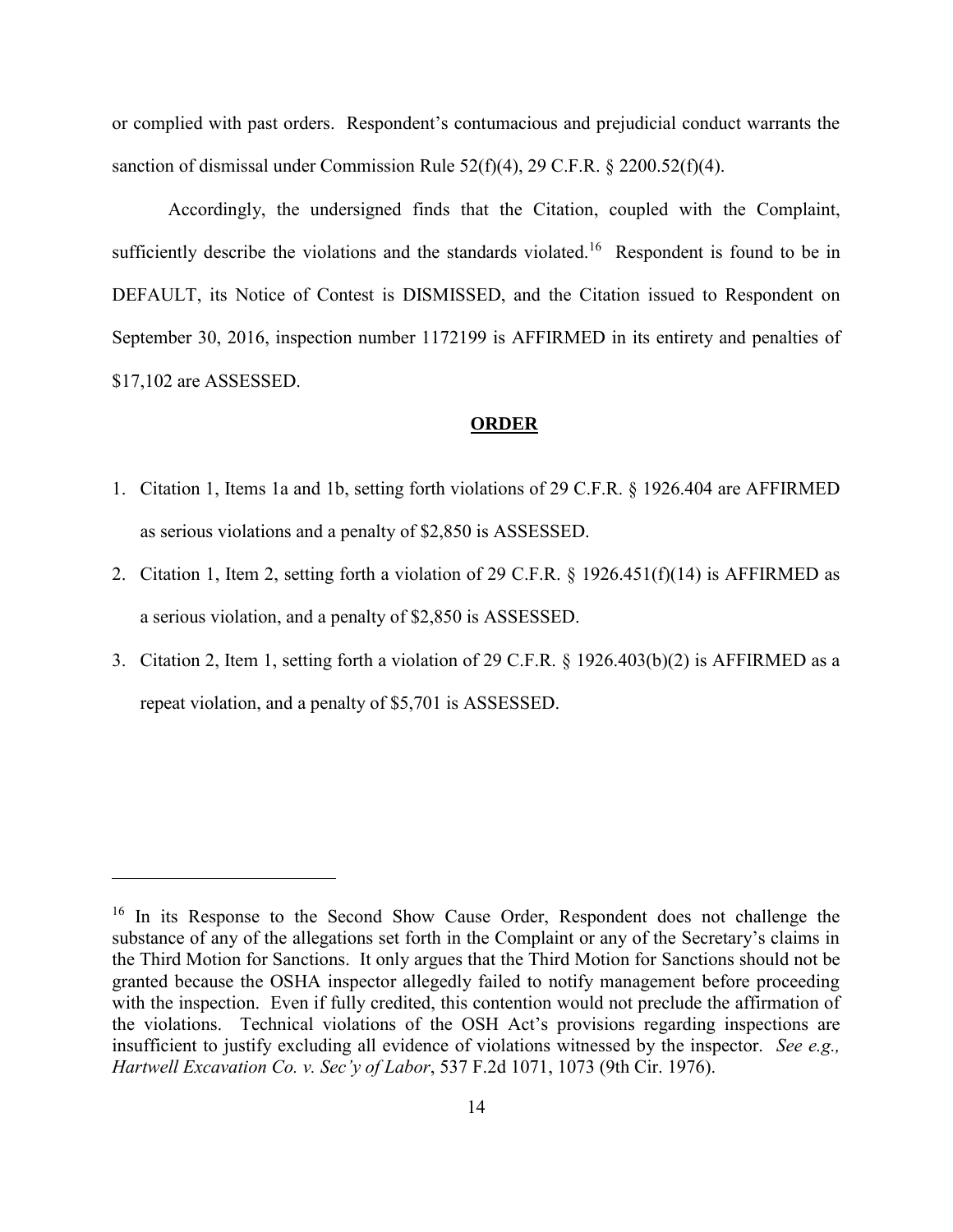or complied with past orders. Respondent's contumacious and prejudicial conduct warrants the sanction of dismissal under Commission Rule 52(f)(4), 29 C.F.R. § 2200.52(f)(4).

Accordingly, the undersigned finds that the Citation, coupled with the Complaint, sufficiently describe the violations and the standards violated.[16] Respondent is found to be in DEFAULT, its Notice of Contest is DISMISSED, and the Citation issued to Respondent on September 30, 2016, inspection number 1172199 is AFFIRMED in its entirety and penalties of $17,102 are ASSESSED.

## ORDER

1. Citation 1, Items 1a and 1b, setting forth violations of 29 C.F.R. § 1926.404 are AFFIRMED as serious violations and a penalty of $2,850 is ASSESSED.
2. Citation 1, Item 2, setting forth a violation of 29 C.F.R. § 1926.451(f)(14) is AFFIRMED as a serious violation, and a penalty of $2,850 is ASSESSED.
3. Citation 2, Item 1, setting forth a violation of 29 C.F.R. § 1926.403(b)(2) is AFFIRMED as a repeat violation, and a penalty of $5,701 is ASSESSED.

---

[16] In its Response to the Second Show Cause Order, Respondent does not challenge the substance of any of the allegations set forth in the Complaint or any of the Secretary's claims in the Third Motion for Sanctions. It only argues that the Third Motion for Sanctions should not be granted because the OSHA inspector allegedly failed to notify management before proceeding with the inspection. Even if fully credited, this contention would not preclude the affirmation of the violations. Technical violations of the OSH Act's provisions regarding inspections are insufficient to justify excluding all evidence of violations witnessed by the inspector. *See e.g., Hartwell Excavation Co. v. Sec'y of Labor*, 537 F.2d 1071, 1073 (9th Cir. 1976).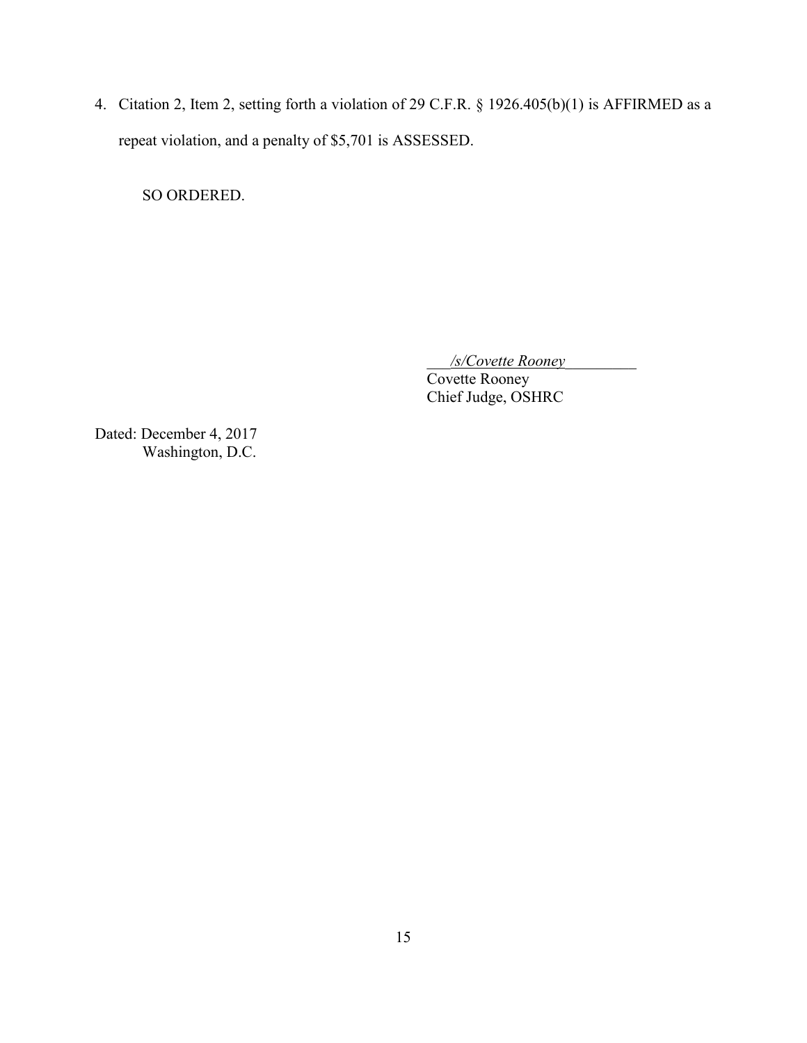4. Citation 2, Item 2, setting forth a violation of 29 C.F.R. § 1926.405(b)(1) is AFFIRMED as a repeat violation, and a penalty of $5,701 is ASSESSED.

SO ORDERED.

*/s/Covette Rooney*
Covette Rooney
Chief Judge, OSHRC

Dated: December 4, 2017
Washington, D.C.